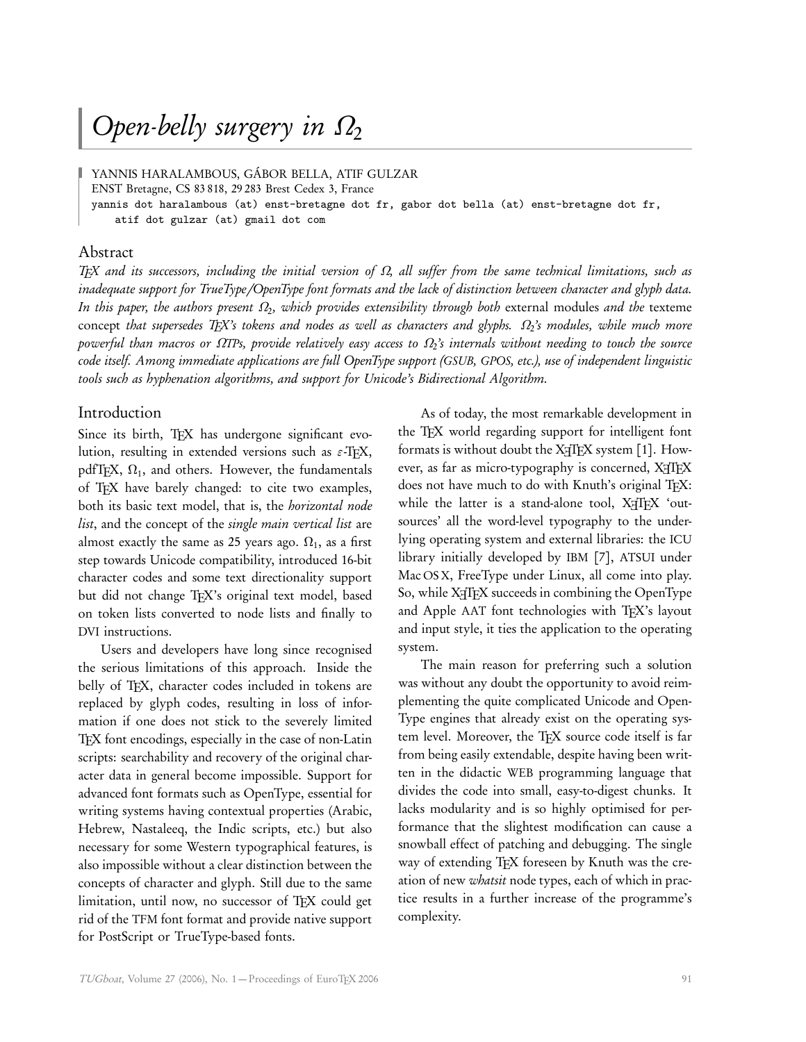# *Open-belly surgery in $\Omega_2$*

YANNIS HARALAMBOUS, GÁBOR BELLA, ATIF GULZAR
ENST Bretagne, CS 83 818, 29 283 Brest Cedex 3, France
yannis dot haralambous (at) enst-bretagne dot fr, gabor dot bella (at) enst-bretagne dot fr, atif dot gulzar (at) gmail dot com

## Abstract

*TEX and its successors, including the initial version of $\Omega$, all suffer from the same technical limitations, such as inadequate support for TrueType/OpenType font formats and the lack of distinction between character and glyph data. In this paper, the authors present $\Omega_2$, which provides extensibility through both* external modules *and the* texteme concept *that supersedes TEX's tokens and nodes as well as characters and glyphs. $\Omega_2$'s modules, while much more powerful than macros or ΩTPs, provide relatively easy access to $\Omega_2$'s internals without needing to touch the source code itself. Among immediate applications are full OpenType support (GSUB, GPOS, etc.), use of independent linguistic tools such as hyphenation algorithms, and support for Unicode's Bidirectional Algorithm.*

## Introduction

Since its birth, TEX has undergone significant evolution, resulting in extended versions such as ε-TEX, pdfTEX, $\Omega_1$, and others. However, the fundamentals of TEX have barely changed: to cite two examples, both its basic text model, that is, the *horizontal node list*, and the concept of the *single main vertical list* are almost exactly the same as 25 years ago. $\Omega_1$, as a first step towards Unicode compatibility, introduced 16-bit character codes and some text directionality support but did not change TEX's original text model, based on token lists converted to node lists and finally to DVI instructions.

Users and developers have long since recognised the serious limitations of this approach. Inside the belly of TEX, character codes included in tokens are replaced by glyph codes, resulting in loss of information if one does not stick to the severely limited TEX font encodings, especially in the case of non-Latin scripts: searchability and recovery of the original character data in general become impossible. Support for advanced font formats such as OpenType, essential for writing systems having contextual properties (Arabic, Hebrew, Nastaleeq, the Indic scripts, etc.) but also necessary for some Western typographical features, is also impossible without a clear distinction between the concepts of character and glyph. Still due to the same limitation, until now, no successor of TEX could get rid of the TFM font format and provide native support for PostScript or TrueType-based fonts.

As of today, the most remarkable development in the TEX world regarding support for intelligent font formats is without doubt the XƎTEX system [1]. However, as far as micro-typography is concerned, XƎTEX does not have much to do with Knuth's original TEX: while the latter is a stand-alone tool, XƎTEX 'outsources' all the word-level typography to the underlying operating system and external libraries: the ICU library initially developed by IBM [7], ATSUI under Mac OS X, FreeType under Linux, all come into play. So, while XƎTEX succeeds in combining the OpenType and Apple AAT font technologies with TEX's layout and input style, it ties the application to the operating system.

The main reason for preferring such a solution was without any doubt the opportunity to avoid reimplementing the quite complicated Unicode and OpenType engines that already exist on the operating system level. Moreover, the TEX source code itself is far from being easily extendable, despite having been written in the didactic WEB programming language that divides the code into small, easy-to-digest chunks. It lacks modularity and is so highly optimised for performance that the slightest modification can cause a snowball effect of patching and debugging. The single way of extending TEX foreseen by Knuth was the creation of new *whatsit* node types, each of which in practice results in a further increase of the programme's complexity.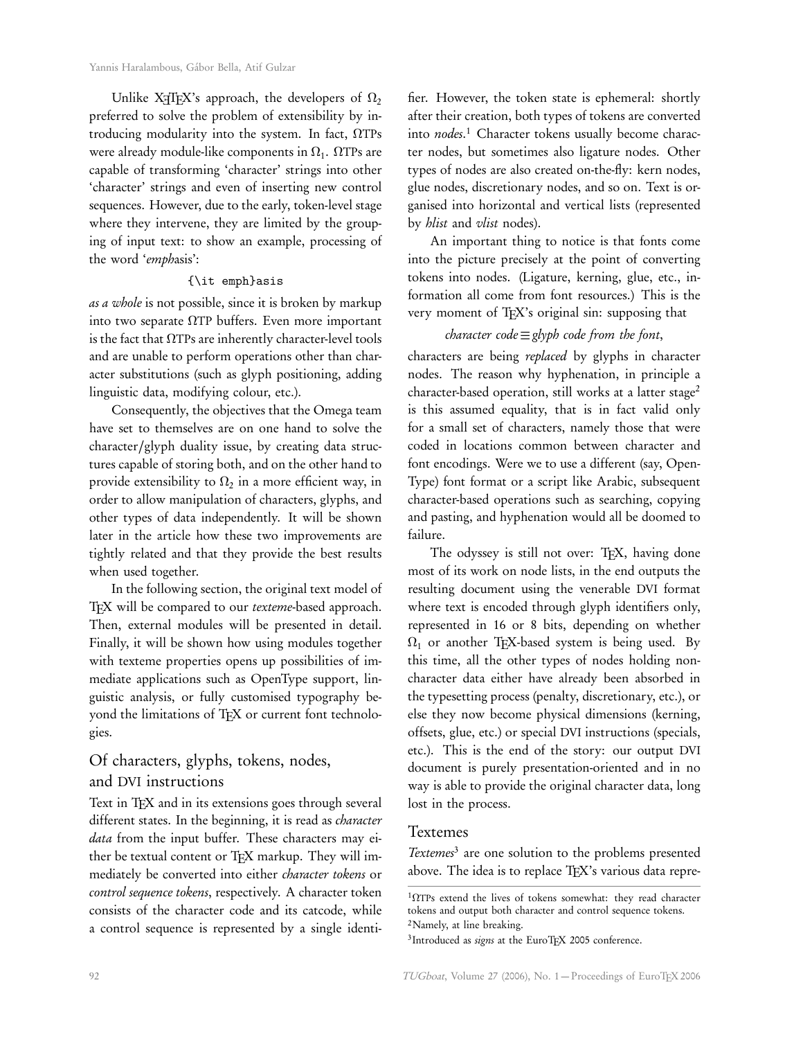Unlike XeTeX's approach, the developers of $\Omega_2$ preferred to solve the problem of extensibility by introducing modularity into the system. In fact, ΩTPs were already module-like components in $\Omega_1$. ΩTPs are capable of transforming 'character' strings into other 'character' strings and even of inserting new control sequences. However, due to the early, token-level stage where they intervene, they are limited by the grouping of input text: to show an example, processing of the word '*emph*asis':

```
{\it emph}asis
```

*as a whole* is not possible, since it is broken by markup into two separate ΩTP buffers. Even more important is the fact that ΩTPs are inherently character-level tools and are unable to perform operations other than character substitutions (such as glyph positioning, adding linguistic data, modifying colour, etc.).

Consequently, the objectives that the Omega team have set to themselves are on one hand to solve the character/glyph duality issue, by creating data structures capable of storing both, and on the other hand to provide extensibility to $\Omega_2$ in a more efficient way, in order to allow manipulation of characters, glyphs, and other types of data independently. It will be shown later in the article how these two improvements are tightly related and that they provide the best results when used together.

In the following section, the original text model of TeX will be compared to our *texteme*-based approach. Then, external modules will be presented in detail. Finally, it will be shown how using modules together with texteme properties opens up possibilities of immediate applications such as OpenType support, linguistic analysis, or fully customised typography beyond the limitations of TeX or current font technologies.

## Of characters, glyphs, tokens, nodes, and DVI instructions

Text in TeX and in its extensions goes through several different states. In the beginning, it is read as *character data* from the input buffer. These characters may either be textual content or TeX markup. They will immediately be converted into either *character tokens* or *control sequence tokens*, respectively. A character token consists of the character code and its catcode, while a control sequence is represented by a single identifier. However, the token state is ephemeral: shortly after their creation, both types of tokens are converted into *nodes*.[1] Character tokens usually become character nodes, but sometimes also ligature nodes. Other types of nodes are also created on-the-fly: kern nodes, glue nodes, discretionary nodes, and so on. Text is organised into horizontal and vertical lists (represented by *hlist* and *vlist* nodes).

An important thing to notice is that fonts come into the picture precisely at the point of converting tokens into nodes. (Ligature, kerning, glue, etc., information all come from font resources.) This is the very moment of TeX's original sin: supposing that

*character code* ≡ *glyph code from the font*,

characters are being *replaced* by glyphs in character nodes. The reason why hyphenation, in principle a character-based operation, still works at a latter stage[2] is this assumed equality, that is in fact valid only for a small set of characters, namely those that were coded in locations common between character and font encodings. Were we to use a different (say, OpenType) font format or a script like Arabic, subsequent character-based operations such as searching, copying and pasting, and hyphenation would all be doomed to failure.

The odyssey is still not over: TeX, having done most of its work on node lists, in the end outputs the resulting document using the venerable DVI format where text is encoded through glyph identifiers only, represented in 16 or 8 bits, depending on whether $\Omega_1$ or another TeX-based system is being used. By this time, all the other types of nodes holding non-character data either have already been absorbed in the typesetting process (penalty, discretionary, etc.), or else they now become physical dimensions (kerning, offsets, glue, etc.) or special DVI instructions (specials, etc.). This is the end of the story: our output DVI document is purely presentation-oriented and in no way is able to provide the original character data, long lost in the process.

## Textemes

*Textemes*[3] are one solution to the problems presented above. The idea is to replace TeX's various data repre-

---

[1] ΩTPs extend the lives of tokens somewhat: they read character tokens and output both character and control sequence tokens.

[2] Namely, at line breaking.

[3] Introduced as *signs* at the EuroTeX 2005 conference.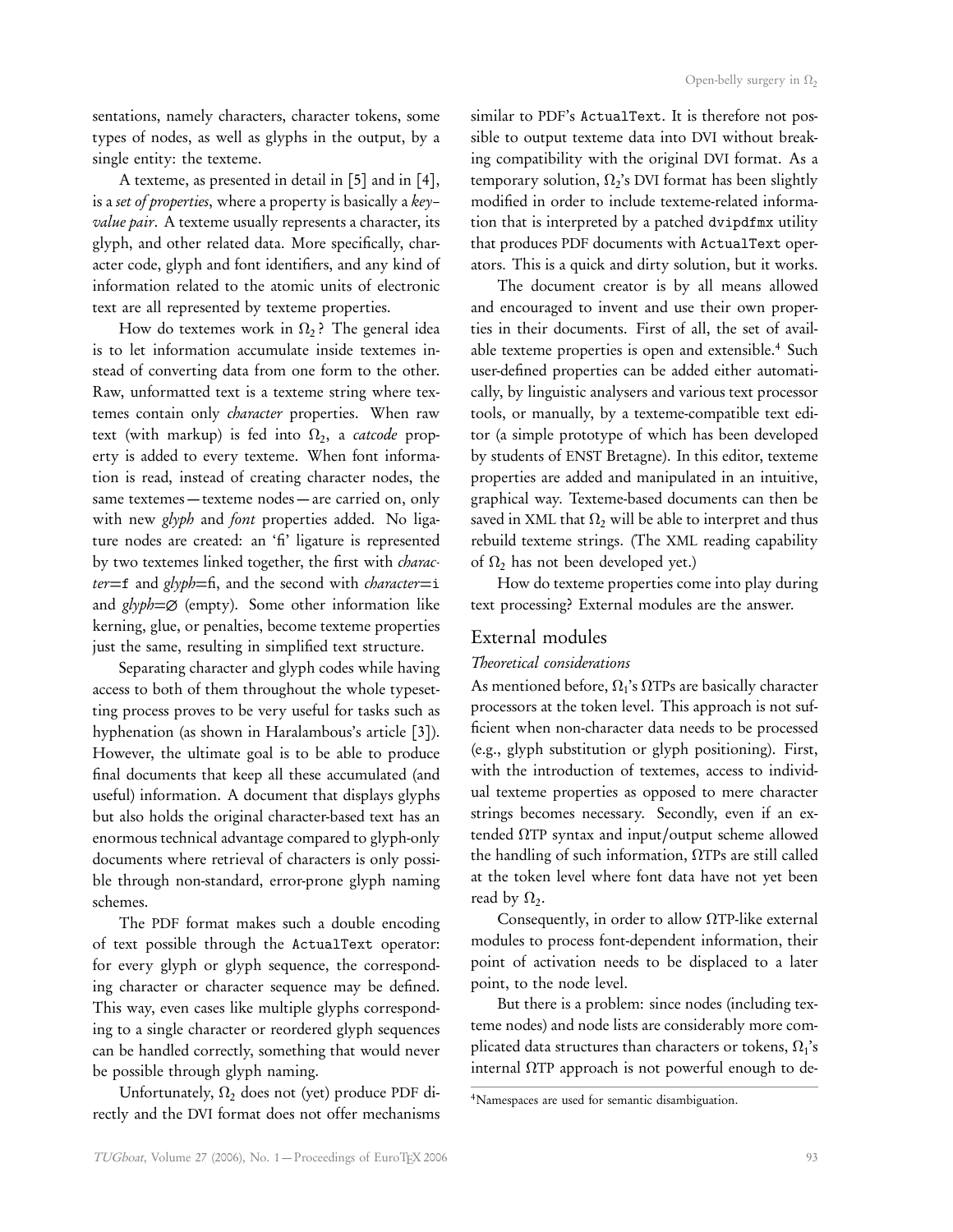sentations, namely characters, character tokens, some types of nodes, as well as glyphs in the output, by a single entity: the texteme.

A texteme, as presented in detail in [5] and in [4], is a *set of properties*, where a property is basically a *key–value pair*. A texteme usually represents a character, its glyph, and other related data. More specifically, character code, glyph and font identifiers, and any kind of information related to the atomic units of electronic text are all represented by texteme properties.

How do textemes work in $\Omega_2$? The general idea is to let information accumulate inside textemes instead of converting data from one form to the other. Raw, unformatted text is a texteme string where textemes contain only *character* properties. When raw text (with markup) is fed into $\Omega_2$, a *catcode* property is added to every texteme. When font information is read, instead of creating character nodes, the same textemes — texteme nodes — are carried on, only with new *glyph* and *font* properties added. No ligature nodes are created: an 'ﬁ' ligature is represented by two textemes linked together, the first with *character*=`f` and *glyph*=ﬁ, and the second with *character*=`i` and *glyph*=∅ (empty). Some other information like kerning, glue, or penalties, become texteme properties just the same, resulting in simplified text structure.

Separating character and glyph codes while having access to both of them throughout the whole typesetting process proves to be very useful for tasks such as hyphenation (as shown in Haralambous's article [3]). However, the ultimate goal is to be able to produce final documents that keep all these accumulated (and useful) information. A document that displays glyphs but also holds the original character-based text has an enormous technical advantage compared to glyph-only documents where retrieval of characters is only possible through non-standard, error-prone glyph naming schemes.

The PDF format makes such a double encoding of text possible through the `ActualText` operator: for every glyph or glyph sequence, the corresponding character or character sequence may be defined. This way, even cases like multiple glyphs corresponding to a single character or reordered glyph sequences can be handled correctly, something that would never be possible through glyph naming.

Unfortunately, $\Omega_2$ does not (yet) produce PDF directly and the DVI format does not offer mechanisms similar to PDF's `ActualText`. It is therefore not possible to output texteme data into DVI without breaking compatibility with the original DVI format. As a temporary solution, $\Omega_2$'s DVI format has been slightly modified in order to include texteme-related information that is interpreted by a patched `dvipdfmx` utility that produces PDF documents with `ActualText` operators. This is a quick and dirty solution, but it works.

The document creator is by all means allowed and encouraged to invent and use their own properties in their documents. First of all, the set of available texteme properties is open and extensible.[4] Such user-defined properties can be added either automatically, by linguistic analysers and various text processor tools, or manually, by a texteme-compatible text editor (a simple prototype of which has been developed by students of ENST Bretagne). In this editor, texteme properties are added and manipulated in an intuitive, graphical way. Texteme-based documents can then be saved in XML that $\Omega_2$ will be able to interpret and thus rebuild texteme strings. (The XML reading capability of $\Omega_2$ has not been developed yet.)

How do texteme properties come into play during text processing? External modules are the answer.

## External modules

### *Theoretical considerations*

As mentioned before, $\Omega_1$'s ΩTPs are basically character processors at the token level. This approach is not sufficient when non-character data needs to be processed (e.g., glyph substitution or glyph positioning). First, with the introduction of textemes, access to individual texteme properties as opposed to mere character strings becomes necessary. Secondly, even if an extended ΩTP syntax and input/output scheme allowed the handling of such information, ΩTPs are still called at the token level where font data have not yet been read by $\Omega_2$.

Consequently, in order to allow ΩTP-like external modules to process font-dependent information, their point of activation needs to be displaced to a later point, to the node level.

But there is a problem: since nodes (including texteme nodes) and node lists are considerably more complicated data structures than characters or tokens, $\Omega_1$'s internal ΩTP approach is not powerful enough to de-

[4] Namespaces are used for semantic disambiguation.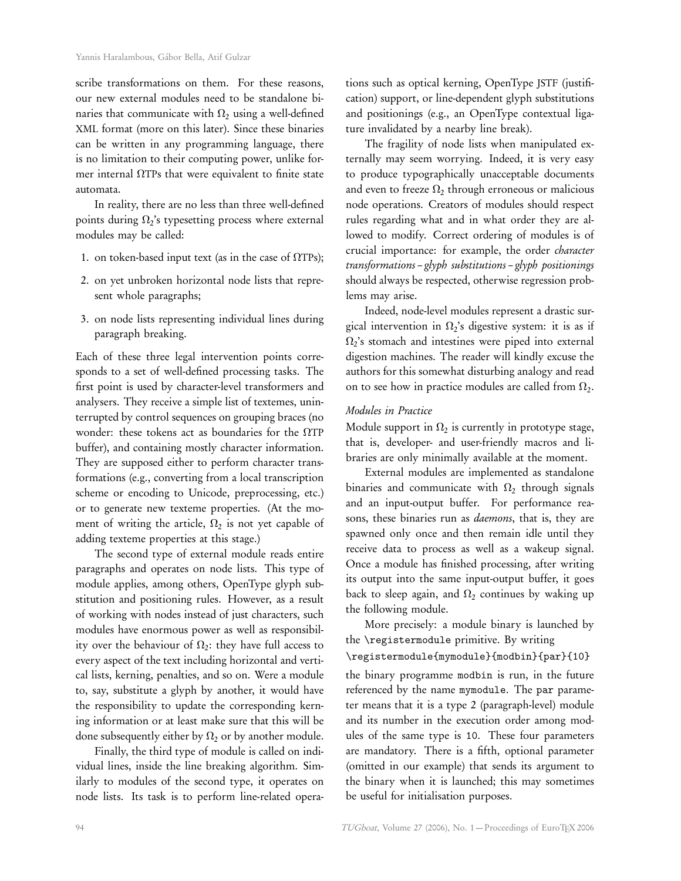scribe transformations on them. For these reasons, our new external modules need to be standalone binaries that communicate with $\Omega_2$ using a well-defined XML format (more on this later). Since these binaries can be written in any programming language, there is no limitation to their computing power, unlike former internal ΩTPs that were equivalent to finite state automata.

In reality, there are no less than three well-defined points during $\Omega_2$'s typesetting process where external modules may be called:

1. on token-based input text (as in the case of ΩTPs);
2. on yet unbroken horizontal node lists that represent whole paragraphs;
3. on node lists representing individual lines during paragraph breaking.

Each of these three legal intervention points corresponds to a set of well-defined processing tasks. The first point is used by character-level transformers and analysers. They receive a simple list of textemes, uninterrupted by control sequences on grouping braces (no wonder: these tokens act as boundaries for the ΩTP buffer), and containing mostly character information. They are supposed either to perform character transformations (e.g., converting from a local transcription scheme or encoding to Unicode, preprocessing, etc.) or to generate new texteme properties. (At the moment of writing the article, $\Omega_2$ is not yet capable of adding texteme properties at this stage.)

The second type of external module reads entire paragraphs and operates on node lists. This type of module applies, among others, OpenType glyph substitution and positioning rules. However, as a result of working with nodes instead of just characters, such modules have enormous power as well as responsibility over the behaviour of $\Omega_2$: they have full access to every aspect of the text including horizontal and vertical lists, kerning, penalties, and so on. Were a module to, say, substitute a glyph by another, it would have the responsibility to update the corresponding kerning information or at least make sure that this will be done subsequently either by $\Omega_2$ or by another module.

Finally, the third type of module is called on individual lines, inside the line breaking algorithm. Similarly to modules of the second type, it operates on node lists. Its task is to perform line-related operations such as optical kerning, OpenType JSTF (justification) support, or line-dependent glyph substitutions and positionings (e.g., an OpenType contextual ligature invalidated by a nearby line break).

The fragility of node lists when manipulated externally may seem worrying. Indeed, it is very easy to produce typographically unacceptable documents and even to freeze $\Omega_2$ through erroneous or malicious node operations. Creators of modules should respect rules regarding what and in what order they are allowed to modify. Correct ordering of modules is of crucial importance: for example, the order *character transformations – glyph substitutions – glyph positionings* should always be respected, otherwise regression problems may arise.

Indeed, node-level modules represent a drastic surgical intervention in $\Omega_2$'s digestive system: it is as if $\Omega_2$'s stomach and intestines were piped into external digestion machines. The reader will kindly excuse the authors for this somewhat disturbing analogy and read on to see how in practice modules are called from $\Omega_2$.

### *Modules in Practice*

Module support in $\Omega_2$ is currently in prototype stage, that is, developer- and user-friendly macros and libraries are only minimally available at the moment.

External modules are implemented as standalone binaries and communicate with $\Omega_2$ through signals and an input-output buffer. For performance reasons, these binaries run as *daemons*, that is, they are spawned only once and then remain idle until they receive data to process as well as a wakeup signal. Once a module has finished processing, after writing its output into the same input-output buffer, it goes back to sleep again, and $\Omega_2$ continues by waking up the following module.

More precisely: a module binary is launched by the `\registermodule` primitive. By writing

```
\registermodule{mymodule}{modbin}{par}{10}
```

the binary programme `modbin` is run, in the future referenced by the name `mymodule`. The `par` parameter means that it is a type 2 (paragraph-level) module and its number in the execution order among modules of the same type is `10`. These four parameters are mandatory. There is a fifth, optional parameter (omitted in our example) that sends its argument to the binary when it is launched; this may sometimes be useful for initialisation purposes.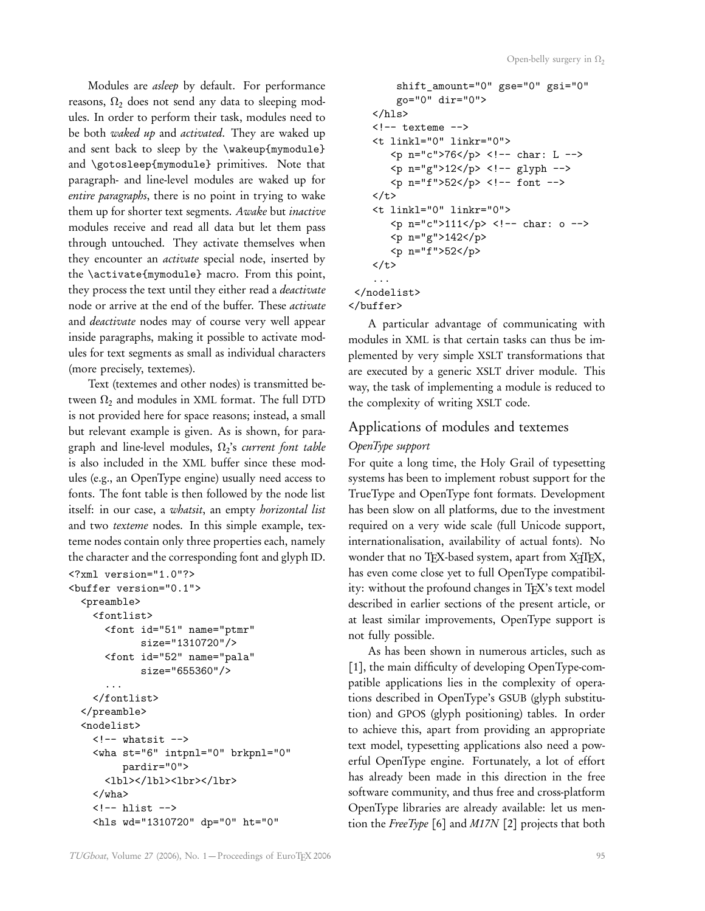Modules are *asleep* by default. For performance reasons, $\Omega_2$ does not send any data to sleeping modules. In order to perform their task, modules need to be both *waked up* and *activated*. They are waked up and sent back to sleep by the `\wakeup{mymodule}` and `\gotosleep{mymodule}` primitives. Note that paragraph- and line-level modules are waked up for *entire paragraphs*, there is no point in trying to wake them up for shorter text segments. *Awake* but *inactive* modules receive and read all data but let them pass through untouched. They activate themselves when they encounter an *activate* special node, inserted by the `\activate{mymodule}` macro. From this point, they process the text until they either read a *deactivate* node or arrive at the end of the buffer. These *activate* and *deactivate* nodes may of course very well appear inside paragraphs, making it possible to activate modules for text segments as small as individual characters (more precisely, textemes).

Text (textemes and other nodes) is transmitted between $\Omega_2$ and modules in XML format. The full DTD is not provided here for space reasons; instead, a small but relevant example is given. As is shown, for paragraph and line-level modules, $\Omega_2$'s *current font table* is also included in the XML buffer since these modules (e.g., an OpenType engine) usually need access to fonts. The font table is then followed by the node list itself: in our case, a *whatsit*, an empty *horizontal list* and two *texteme* nodes. In this simple example, texteme nodes contain only three properties each, namely the character and the corresponding font and glyph ID.

```
<?xml version="1.0"?>
<buffer version="0.1">
  <preamble>
    <fontlist>
      <font id="51" name="ptmr"
            size="1310720"/>
      <font id="52" name="pala"
            size="655360"/>
      ...
    </fontlist>
  </preamble>
  <nodelist>
    <!-- whatsit -->
    <wha st="6" intpnl="0" brkpnl="0"
         pardir="0">
      <lbl></lbl><lbr></lbr>
    </wha>
    <!-- hlist -->
    <hls wd="1310720" dp="0" ht="0"
         shift_amount="0" gse="0" gsi="0"
         go="0" dir="0">
    </hls>
    <!-- texteme -->
    <t linkl="0" linkr="0">
       <p n="c">76</p> <!-- char: L -->
       <p n="g">12</p> <!-- glyph -->
       <p n="f">52</p> <!-- font -->
    </t>
    <t linkl="0" linkr="0">
       <p n="c">111</p> <!-- char: o -->
       <p n="g">142</p>
       <p n="f">52</p>
    </t>
    ...
 </nodelist>
</buffer>
```

A particular advantage of communicating with modules in XML is that certain tasks can thus be implemented by very simple XSLT transformations that are executed by a generic XSLT driver module. This way, the task of implementing a module is reduced to the complexity of writing XSLT code.

## Applications of modules and textemes

### *OpenType support*

For quite a long time, the Holy Grail of typesetting systems has been to implement robust support for the TrueType and OpenType font formats. Development has been slow on all platforms, due to the investment required on a very wide scale (full Unicode support, internationalisation, availability of actual fonts). No wonder that no TeX-based system, apart from XeTeX, has even come close yet to full OpenType compatibility: without the profound changes in TeX's text model described in earlier sections of the present article, or at least similar improvements, OpenType support is not fully possible.

As has been shown in numerous articles, such as [1], the main difficulty of developing OpenType-compatible applications lies in the complexity of operations described in OpenType's GSUB (glyph substitution) and GPOS (glyph positioning) tables. In order to achieve this, apart from providing an appropriate text model, typesetting applications also need a powerful OpenType engine. Fortunately, a lot of effort has already been made in this direction in the free software community, and thus free and cross-platform OpenType libraries are already available: let us mention the *FreeType* [6] and *M17N* [2] projects that both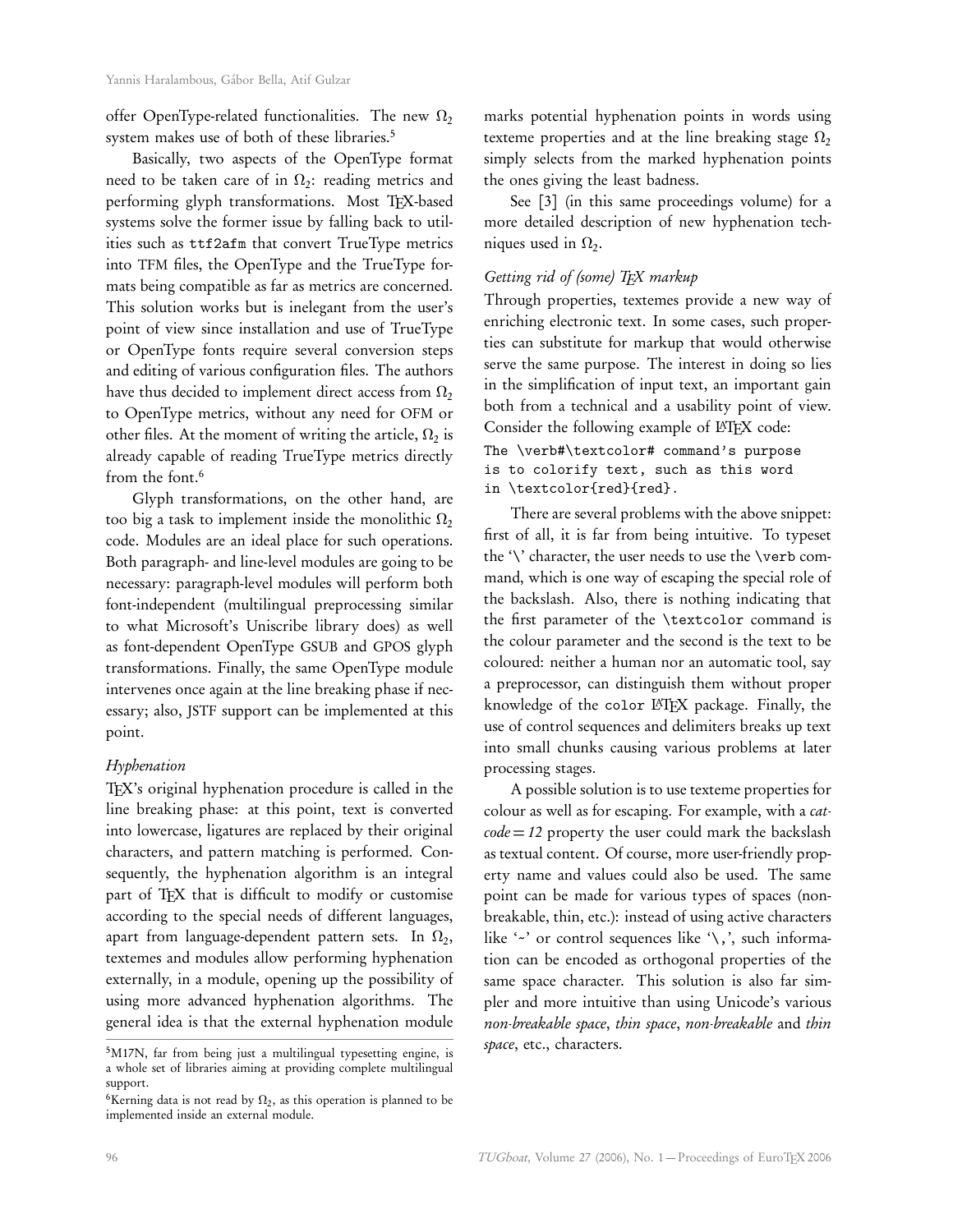offer OpenType-related functionalities. The new $\Omega_2$ system makes use of both of these libraries.[5]

Basically, two aspects of the OpenType format need to be taken care of in $\Omega_2$: reading metrics and performing glyph transformations. Most TEX-based systems solve the former issue by falling back to utilities such as `ttf2afm` that convert TrueType metrics into TFM files, the OpenType and the TrueType formats being compatible as far as metrics are concerned. This solution works but is inelegant from the user's point of view since installation and use of TrueType or OpenType fonts require several conversion steps and editing of various configuration files. The authors have thus decided to implement direct access from $\Omega_2$ to OpenType metrics, without any need for OFM or other files. At the moment of writing the article, $\Omega_2$ is already capable of reading TrueType metrics directly from the font.[6]

Glyph transformations, on the other hand, are too big a task to implement inside the monolithic $\Omega_2$ code. Modules are an ideal place for such operations. Both paragraph- and line-level modules are going to be necessary: paragraph-level modules will perform both font-independent (multilingual preprocessing similar to what Microsoft's Uniscribe library does) as well as font-dependent OpenType GSUB and GPOS glyph transformations. Finally, the same OpenType module intervenes once again at the line breaking phase if necessary; also, JSTF support can be implemented at this point.

### *Hyphenation*

TEX's original hyphenation procedure is called in the line breaking phase: at this point, text is converted into lowercase, ligatures are replaced by their original characters, and pattern matching is performed. Consequently, the hyphenation algorithm is an integral part of TEX that is difficult to modify or customise according to the special needs of different languages, apart from language-dependent pattern sets. In $\Omega_2$, textemes and modules allow performing hyphenation externally, in a module, opening up the possibility of using more advanced hyphenation algorithms. The general idea is that the external hyphenation module marks potential hyphenation points in words using texteme properties and at the line breaking stage $\Omega_2$ simply selects from the marked hyphenation points the ones giving the least badness.

See [3] (in this same proceedings volume) for a more detailed description of new hyphenation techniques used in $\Omega_2$.

### *Getting rid of (some) TEX markup*

Through properties, textemes provide a new way of enriching electronic text. In some cases, such properties can substitute for markup that would otherwise serve the same purpose. The interest in doing so lies in the simplification of input text, an important gain both from a technical and a usability point of view. Consider the following example of LATEX code:

```
The \verb#\textcolor# command's purpose
is to colorify text, such as this word
in \textcolor{red}{red}.
```

There are several problems with the above snippet: first of all, it is far from being intuitive. To typeset the '\' character, the user needs to use the `\verb` command, which is one way of escaping the special role of the backslash. Also, there is nothing indicating that the first parameter of the `\textcolor` command is the colour parameter and the second is the text to be coloured: neither a human nor an automatic tool, say a preprocessor, can distinguish them without proper knowledge of the `color` LATEX package. Finally, the use of control sequences and delimiters breaks up text into small chunks causing various problems at later processing stages.

A possible solution is to use texteme properties for colour as well as for escaping. For example, with a *catcode* = *12* property the user could mark the backslash as textual content. Of course, more user-friendly property name and values could also be used. The same point can be made for various types of spaces (non-breakable, thin, etc.): instead of using active characters like '~' or control sequences like '\,', such information can be encoded as orthogonal properties of the same space character. This solution is also far simpler and more intuitive than using Unicode's various *non-breakable space*, *thin space*, *non-breakable* and *thin space*, etc., characters.

---

[5] M17N, far from being just a multilingual typesetting engine, is a whole set of libraries aiming at providing complete multilingual support.

[6] Kerning data is not read by $\Omega_2$, as this operation is planned to be implemented inside an external module.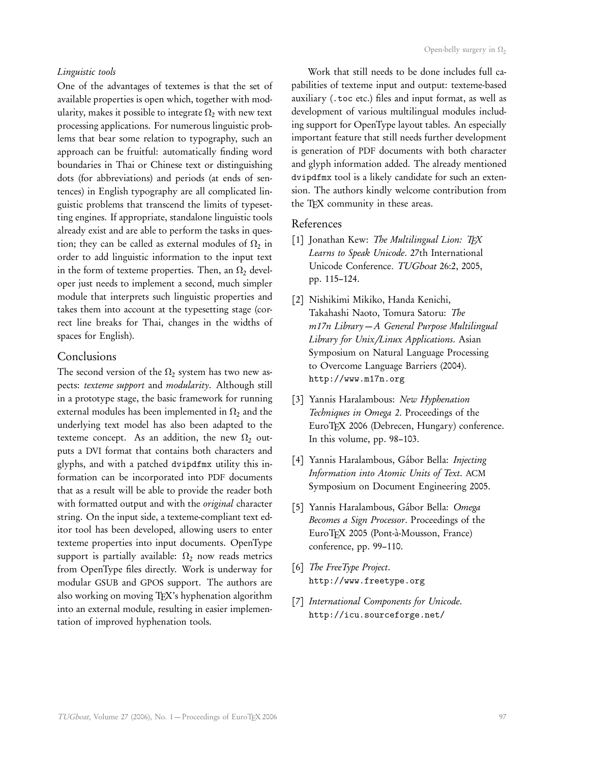### *Linguistic tools*

One of the advantages of textemes is that the set of available properties is open which, together with modularity, makes it possible to integrate $\Omega_2$ with new text processing applications. For numerous linguistic problems that bear some relation to typography, such an approach can be fruitful: automatically finding word boundaries in Thai or Chinese text or distinguishing dots (for abbreviations) and periods (at ends of sentences) in English typography are all complicated linguistic problems that transcend the limits of typesetting engines. If appropriate, standalone linguistic tools already exist and are able to perform the tasks in question; they can be called as external modules of $\Omega_2$ in order to add linguistic information to the input text in the form of texteme properties. Then, an $\Omega_2$ developer just needs to implement a second, much simpler module that interprets such linguistic properties and takes them into account at the typesetting stage (correct line breaks for Thai, changes in the widths of spaces for English).

## Conclusions

The second version of the $\Omega_2$ system has two new aspects: *texteme support* and *modularity*. Although still in a prototype stage, the basic framework for running external modules has been implemented in $\Omega_2$ and the underlying text model has also been adapted to the texteme concept. As an addition, the new $\Omega_2$ outputs a DVI format that contains both characters and glyphs, and with a patched `dvipdfmx` utility this information can be incorporated into PDF documents that as a result will be able to provide the reader both with formatted output and with the *original* character string. On the input side, a texteme-compliant text editor tool has been developed, allowing users to enter texteme properties into input documents. OpenType support is partially available: $\Omega_2$ now reads metrics from OpenType files directly. Work is underway for modular GSUB and GPOS support. The authors are also working on moving TeX's hyphenation algorithm into an external module, resulting in easier implementation of improved hyphenation tools.

Work that still needs to be done includes full capabilities of texteme input and output: texteme-based auxiliary (`.toc` etc.) files and input format, as well as development of various multilingual modules including support for OpenType layout tables. An especially important feature that still needs further development is generation of PDF documents with both character and glyph information added. The already mentioned `dvipdfmx` tool is a likely candidate for such an extension. The authors kindly welcome contribution from the TeX community in these areas.

## References

[1] Jonathan Kew: *The Multilingual Lion: TeX Learns to Speak Unicode*. 27th International Unicode Conference. *TUGboat* 26:2, 2005, pp. 115–124.

[2] Nishikimi Mikiko, Handa Kenichi, Takahashi Naoto, Tomura Satoru: *The m17n Library — A General Purpose Multilingual Library for Unix/Linux Applications*. Asian Symposium on Natural Language Processing to Overcome Language Barriers (2004). `http://www.m17n.org`

[3] Yannis Haralambous: *New Hyphenation Techniques in Omega 2*. Proceedings of the EuroTeX 2006 (Debrecen, Hungary) conference. In this volume, pp. 98–103.

[4] Yannis Haralambous, Gábor Bella: *Injecting Information into Atomic Units of Text*. ACM Symposium on Document Engineering 2005.

[5] Yannis Haralambous, Gábor Bella: *Omega Becomes a Sign Processor*. Proceedings of the EuroTeX 2005 (Pont-à-Mousson, France) conference, pp. 99–110.

[6] *The FreeType Project*. `http://www.freetype.org`

[7] *International Components for Unicode*. `http://icu.sourceforge.net/`